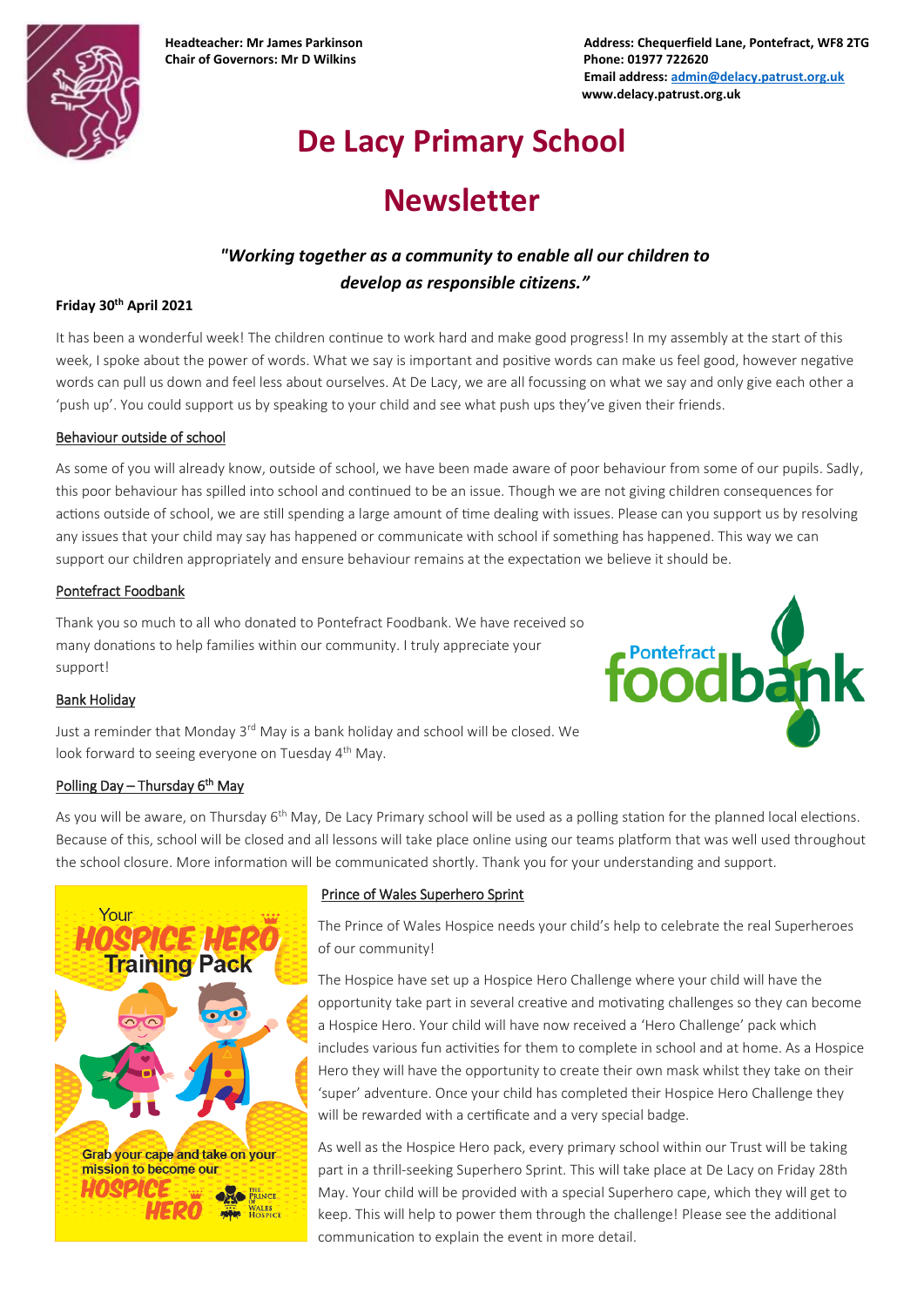**Headteacher: Mr James Parkinson**
**Chair of Governors: Mr D Wilkins**

**Address: Chequerfield Lane, Pontefract, WF8 2TG**
**Phone: 01977 722620**
**Email address: admin@delacy.patrust.org.uk**
**www.delacy.patrust.org.uk**

# De Lacy Primary School

# Newsletter

***"Working together as a community to enable all our children to develop as responsible citizens."***

**Friday 30th April 2021**

It has been a wonderful week! The children continue to work hard and make good progress! In my assembly at the start of this week, I spoke about the power of words. What we say is important and positive words can make us feel good, however negative words can pull us down and feel less about ourselves. At De Lacy, we are all focussing on what we say and only give each other a 'push up'. You could support us by speaking to your child and see what push ups they've given their friends.

## Behaviour outside of school

As some of you will already know, outside of school, we have been made aware of poor behaviour from some of our pupils. Sadly, this poor behaviour has spilled into school and continued to be an issue. Though we are not giving children consequences for actions outside of school, we are still spending a large amount of time dealing with issues. Please can you support us by resolving any issues that your child may say has happened or communicate with school if something has happened. This way we can support our children appropriately and ensure behaviour remains at the expectation we believe it should be.

## Pontefract Foodbank

Thank you so much to all who donated to Pontefract Foodbank. We have received so many donations to help families within our community. I truly appreciate your support!

## Bank Holiday

Just a reminder that Monday 3rd May is a bank holiday and school will be closed. We look forward to seeing everyone on Tuesday 4th May.

## Polling Day – Thursday 6th May

As you will be aware, on Thursday 6th May, De Lacy Primary school will be used as a polling station for the planned local elections. Because of this, school will be closed and all lessons will take place online using our teams platform that was well used throughout the school closure. More information will be communicated shortly. Thank you for your understanding and support.

## Prince of Wales Superhero Sprint

The Prince of Wales Hospice needs your child's help to celebrate the real Superheroes of our community!

The Hospice have set up a Hospice Hero Challenge where your child will have the opportunity take part in several creative and motivating challenges so they can become a Hospice Hero. Your child will have now received a 'Hero Challenge' pack which includes various fun activities for them to complete in school and at home. As a Hospice Hero they will have the opportunity to create their own mask whilst they take on their 'super' adventure. Once your child has completed their Hospice Hero Challenge they will be rewarded with a certificate and a very special badge.

As well as the Hospice Hero pack, every primary school within our Trust will be taking part in a thrill-seeking Superhero Sprint. This will take place at De Lacy on Friday 28th May. Your child will be provided with a special Superhero cape, which they will get to keep. This will help to power them through the challenge! Please see the additional communication to explain the event in more detail.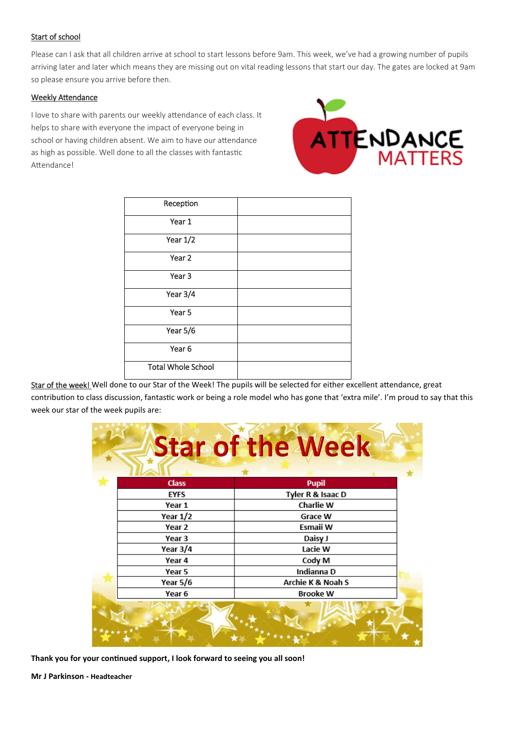Start of school

Please can I ask that all children arrive at school to start lessons before 9am. This week, we've had a growing number of pupils arriving later and later which means they are missing out on vital reading lessons that start our day. The gates are locked at 9am so please ensure you arrive before then.

Weekly Attendance

I love to share with parents our weekly attendance of each class. It helps to share with everyone the impact of everyone being in school or having children absent. We aim to have our attendance as high as possible. Well done to all the classes with fantastic Attendance!

ATTENDANCE MATTERS

| | |
|---|---|
| Reception | |
| Year 1 | |
| Year 1/2 | |
| Year 2 | |
| Year 3 | |
| Year 3/4 | |
| Year 5 | |
| Year 5/6 | |
| Year 6 | |
| Total Whole School | |

Star of the week! Well done to our Star of the Week! The pupils will be selected for either excellent attendance, great contribution to class discussion, fantastic work or being a role model who has gone that 'extra mile'. I'm proud to say that this week our star of the week pupils are:

## Star of the Week

| Class | Pupil |
|---|---|
| EYFS | Tyler R & Isaac D |
| Year 1 | Charlie W |
| Year 1/2 | Grace W |
| Year 2 | Esmaii W |
| Year 3 | Daisy J |
| Year 3/4 | Lacie W |
| Year 4 | Cody M |
| Year 5 | Indianna D |
| Year 5/6 | Archie K & Noah S |
| Year 6 | Brooke W |

**Thank you for your continued support, I look forward to seeing you all soon!**

**Mr J Parkinson - Headteacher**